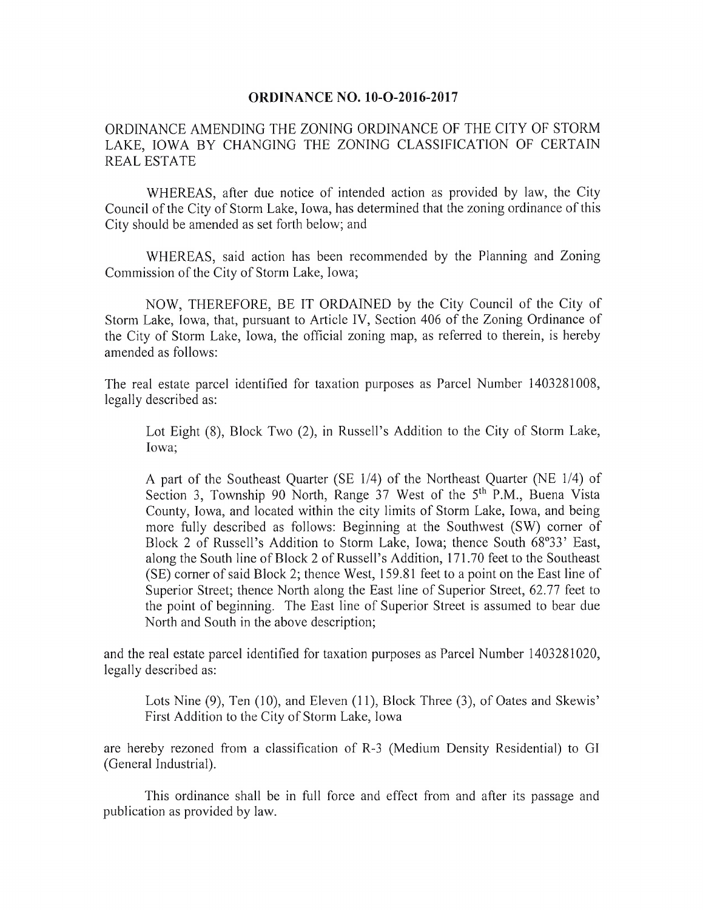# ORDINANCE NO. 10-O-2016-2017

ORDINANCE AMENDING THE ZONING ORDINANCE OF THE CITY OF STORM LAKE, IOWA BY CHANGING THE ZONING CLASSIFICATION OF CERTAIN REAL ESTATE

WHEREAS, after due notice of intended action as provided by law, the City Council of the City of Storm Lake, Iowa, has determined that the zoning ordinance of this City should be amended as set forth below; and

WHEREAS, said action has been recommended by the Planning and Zoning Commission of the City of Storm Lake, Iowa;

NOW, THEREFORE, BE IT ORDAINED by the City Council of the City of Storm Lake, Iowa, that, pursuant to Article IV, Section 406 of the Zoning Ordinance of the City of Storm Lake, Iowa, the official zoning map, as referred to therein, is hereby amended as follows:

The real estate parcel identified for taxation purposes as Parcel Number 1403281008, legally described as:

> Lot Eight (8), Block Two (2), in Russell's Addition to the City of Storm Lake, Iowa;
>
> A part of the Southeast Quarter (SE 1/4) of the Northeast Quarter (NE 1/4) of Section 3, Township 90 North, Range 37 West of the 5th P.M., Buena Vista County, Iowa, and located within the city limits of Storm Lake, Iowa, and being more fully described as follows: Beginning at the Southwest (SW) corner of Block 2 of Russell's Addition to Storm Lake, Iowa; thence South 68°33' East, along the South line of Block 2 of Russell's Addition, 171.70 feet to the Southeast (SE) corner of said Block 2; thence West, 159.81 feet to a point on the East line of Superior Street; thence North along the East line of Superior Street, 62.77 feet to the point of beginning. The East line of Superior Street is assumed to bear due North and South in the above description;

and the real estate parcel identified for taxation purposes as Parcel Number 1403281020, legally described as:

> Lots Nine (9), Ten (10), and Eleven (11), Block Three (3), of Oates and Skewis' First Addition to the City of Storm Lake, Iowa

are hereby rezoned from a classification of R-3 (Medium Density Residential) to GI (General Industrial).

This ordinance shall be in full force and effect from and after its passage and publication as provided by law.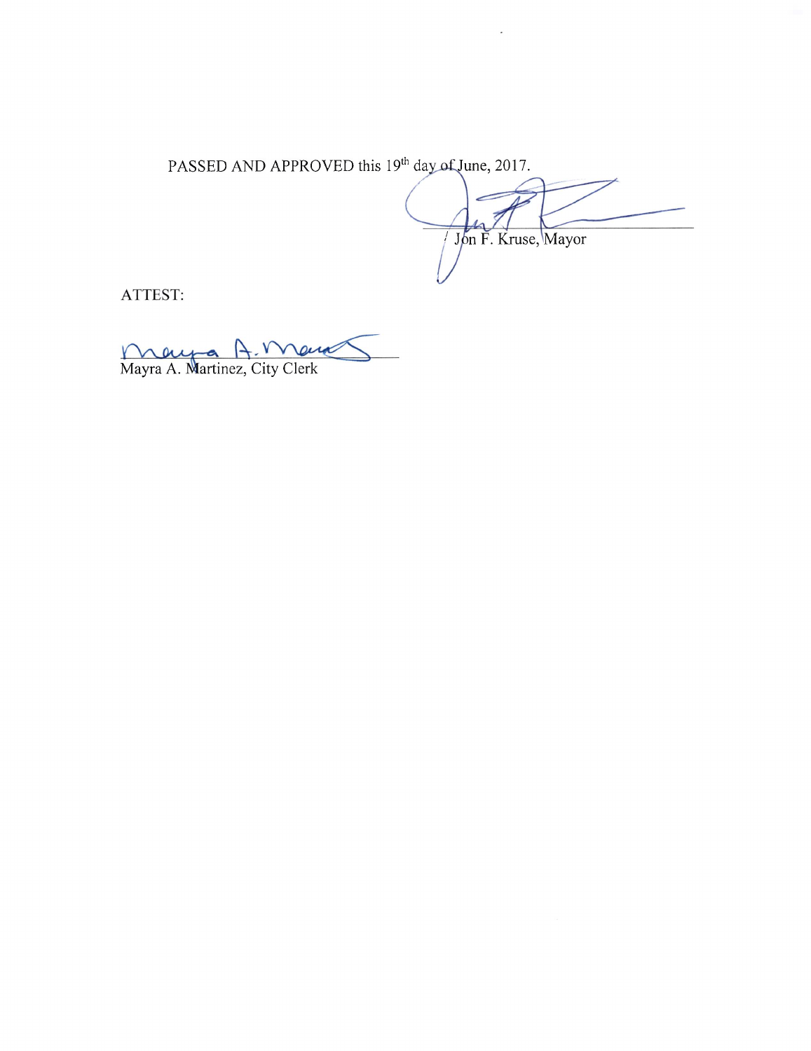PASSED AND APPROVED this 19th day of June, 2017.

Jon F. Kruse, Mayor

ATTEST:

Mayra A. Martinez, City Clerk